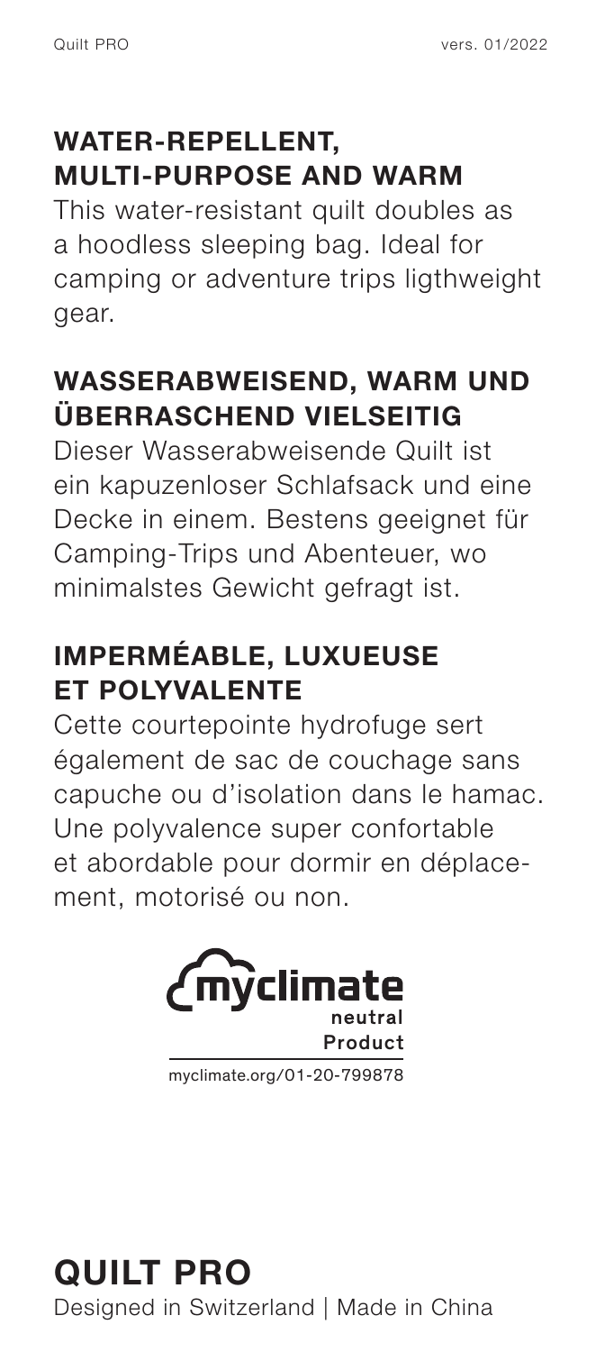## WATER-REPELLENT, MULTI-PURPOSE AND WARM

This water-resistant quilt doubles as a hoodless sleeping bag. Ideal for camping or adventure trips ligthweight gear.

## WASSERABWEISEND, WARM UND ÜBERRASCHEND VIELSEITIG

Dieser Wasserabweisende Quilt ist ein kapuzenloser Schlafsack und eine Decke in einem. Bestens geeignet für Camping-Trips und Abenteuer, wo minimalstes Gewicht gefragt ist.

## IMPERMÉABLE, LUXUEUSE ET POLYVALENTE

Cette courtepointe hydrofuge sert également de sac de couchage sans capuche ou d'isolation dans le hamac. Une polyvalence super confortable et abordable pour dormir en déplacement, motorisé ou non.

myclimate neutral Product

myclimate.org/01-20-799878

# QUILT PRO

Designed in Switzerland | Made in China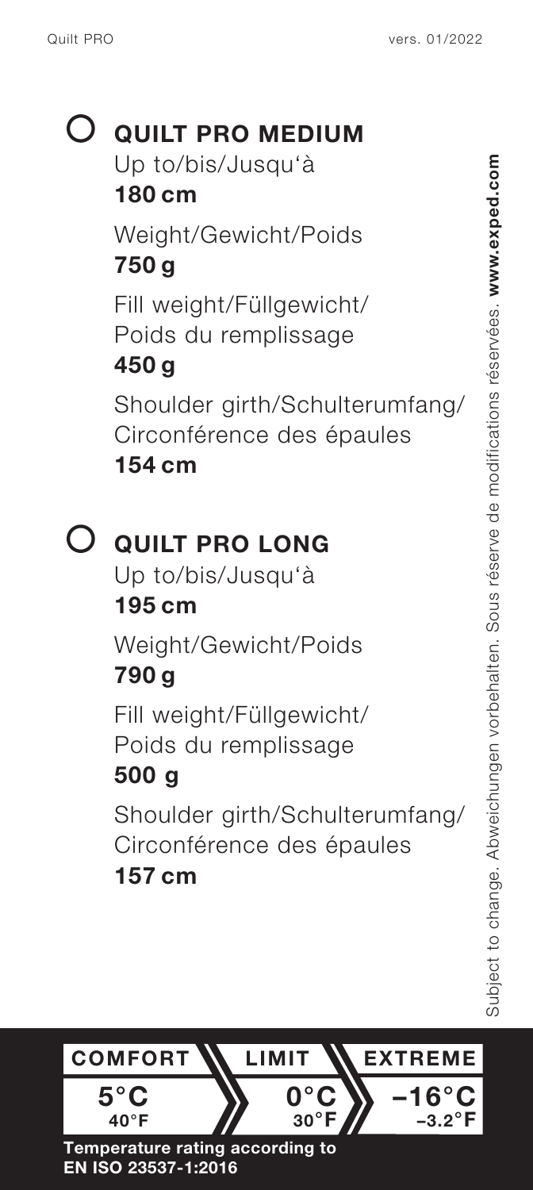## ○ QUILT PRO MEDIUM

Up to/bis/Jusqu'à
**180 cm**

Weight/Gewicht/Poids
**750 g**

Fill weight/Füllgewicht/
Poids du remplissage
**450 g**

Shoulder girth/Schulterumfang/
Circonférence des épaules
**154 cm**

## ○ QUILT PRO LONG

Up to/bis/Jusqu'à
**195 cm**

Weight/Gewicht/Poids
**790 g**

Fill weight/Füllgewicht/
Poids du remplissage
**500 g**

Shoulder girth/Schulterumfang/
Circonférence des épaules
**157 cm**

Subject to change. Abweichungen vorbehalten. Sous réserve de modifications réservées. **www.exped.com**

| COMFORT | LIMIT | EXTREME |
| --- | --- | --- |
| **5°C** 40°F | **0°C** 30°F | **−16°C** −3.2°F |

**Temperature rating according to EN ISO 23537-1:2016**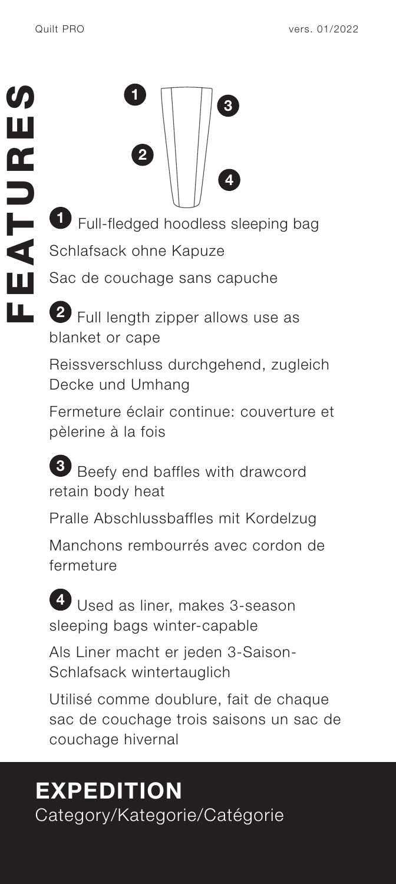# FEATURES

**1** Full-fledged hoodless sleeping bag

Schlafsack ohne Kapuze

Sac de couchage sans capuche

**2** Full length zipper allows use as blanket or cape

Reissverschluss durchgehend, zugleich Decke und Umhang

Fermeture éclair continue: couverture et pèlerine à la fois

**3** Beefy end baffles with drawcord retain body heat

Pralle Abschlussbaffles mit Kordelzug

Manchons rembourrés avec cordon de fermeture

**4** Used as liner, makes 3-season sleeping bags winter-capable

Als Liner macht er jeden 3-Saison-Schlafsack wintertauglich

Utilisé comme doublure, fait de chaque sac de couchage trois saisons un sac de couchage hivernal

## EXPEDITION

Category/Kategorie/Catégorie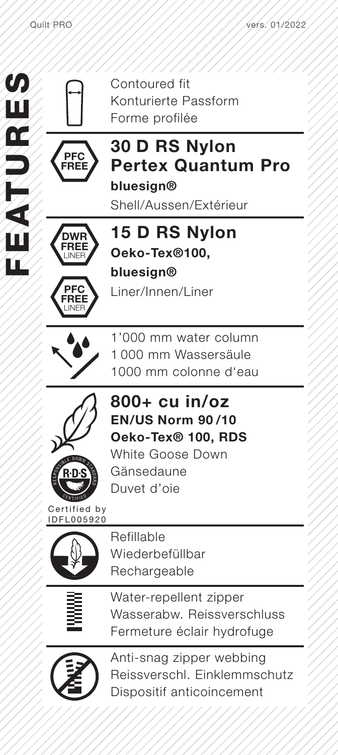# FEATURES

Contoured fit
Konturierte Passform
Forme profilée

---

PFC FREE

**30 D RS Nylon**
**Pertex Quantum Pro**
**bluesign®**
Shell/Aussen/Extérieur

---

DWR FREE LINER

PFC FREE LINER

**15 D RS Nylon**
**Oeko-Tex®100,**
**bluesign®**
Liner/Innen/Liner

---

1'000 mm water column
1 000 mm Wassersäule
1000 mm colonne d'eau

---

**800+ cu in/oz**
**EN/US Norm 90/10**
**Oeko-Tex® 100, RDS**
White Goose Down
Gänsedaune
Duvet d'oie

RESPONSIBLE DOWN STANDARD R·D·S CERTIFIED

Certified by IDFL005920

---

Refillable
Wiederbefüllbar
Rechargeable

---

Water-repellent zipper
Wasserabw. Reissverschluss
Fermeture éclair hydrofuge

---

Anti-snag zipper webbing
Reissverschl. Einklemmschutz
Dispositif anticoincement